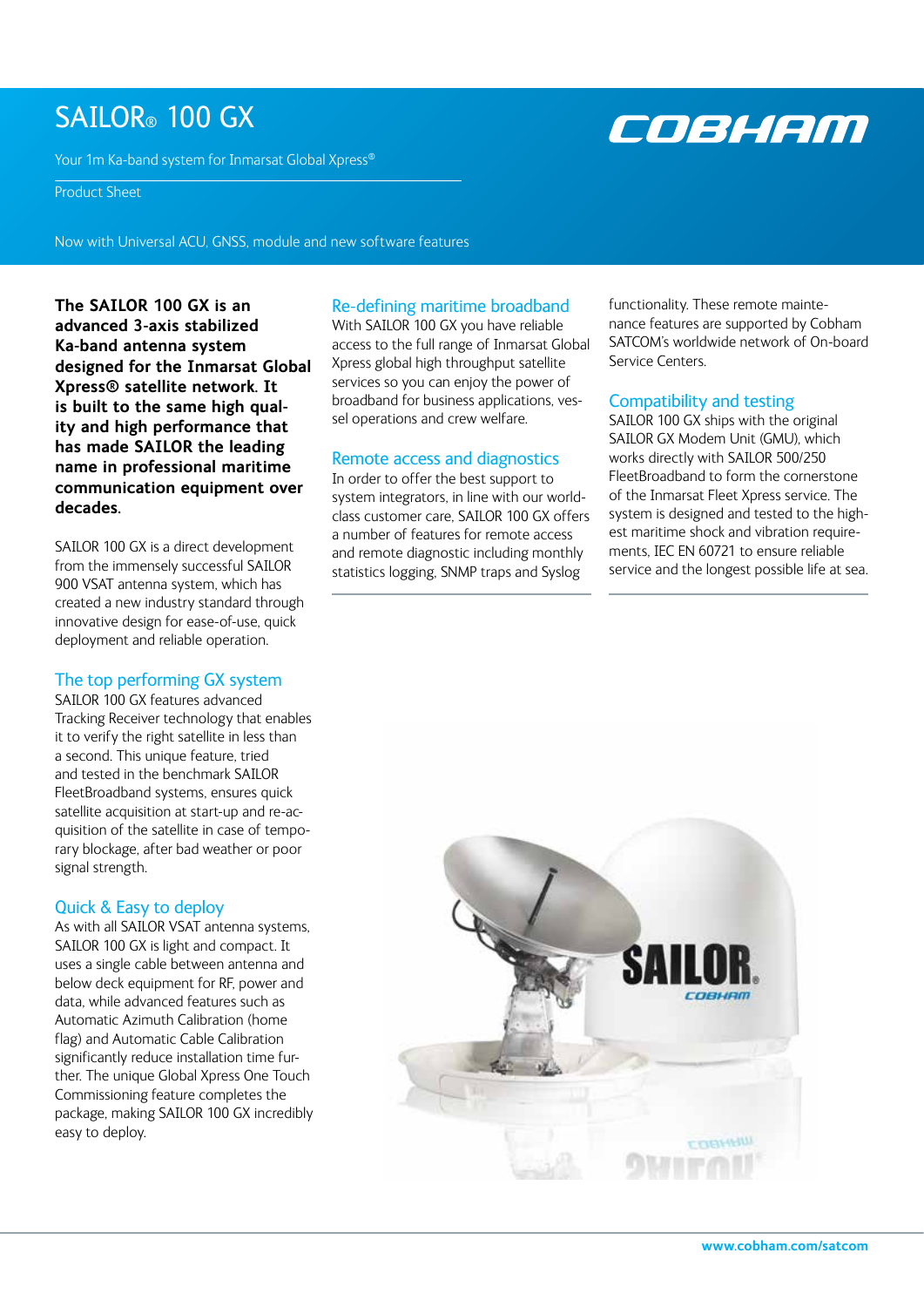# SAILOR® 100 GX

Your 1m Ka-band system for Inmarsat Global Xpress®

Product Sheet

Now with Universal ACU, GNSS, module and new software features

**The SAILOR 100 GX is an advanced 3-axis stabilized Ka-band antenna system designed for the Inmarsat Global Xpress® satellite network. It is built to the same high quality and high performance that has made SAILOR the leading name in professional maritime communication equipment over decades.**

SAILOR 100 GX is a direct development from the immensely successful SAILOR 900 VSAT antenna system, which has created a new industry standard through innovative design for ease-of-use, quick deployment and reliable operation.

## The top performing GX system

SAILOR 100 GX features advanced Tracking Receiver technology that enables it to verify the right satellite in less than a second. This unique feature, tried and tested in the benchmark SAILOR FleetBroadband systems, ensures quick satellite acquisition at start-up and re-acquisition of the satellite in case of temporary blockage, after bad weather or poor signal strength.

## Quick & Easy to deploy

As with all SAILOR VSAT antenna systems, SAILOR 100 GX is light and compact. It uses a single cable between antenna and below deck equipment for RF, power and data, while advanced features such as Automatic Azimuth Calibration (home flag) and Automatic Cable Calibration significantly reduce installation time further. The unique Global Xpress One Touch Commissioning feature completes the package, making SAILOR 100 GX incredibly easy to deploy.

## Re-defining maritime broadband

With SAILOR 100 GX you have reliable access to the full range of Inmarsat Global Xpress global high throughput satellite services so you can enjoy the power of broadband for business applications, vessel operations and crew welfare.

## Remote access and diagnostics

In order to offer the best support to system integrators, in line with our world-class customer care, SAILOR 100 GX offers a number of features for remote access and remote diagnostic including monthly statistics logging, SNMP traps and Syslog functionality. These remote maintenance features are supported by Cobham SATCOM's worldwide network of On-board Service Centers.

## Compatibility and testing

SAILOR 100 GX ships with the original SAILOR GX Modem Unit (GMU), which works directly with SAILOR 500/250 FleetBroadband to form the cornerstone of the Inmarsat Fleet Xpress service. The system is designed and tested to the highest maritime shock and vibration requirements, IEC EN 60721 to ensure reliable service and the longest possible life at sea.

www.cobham.com/satcom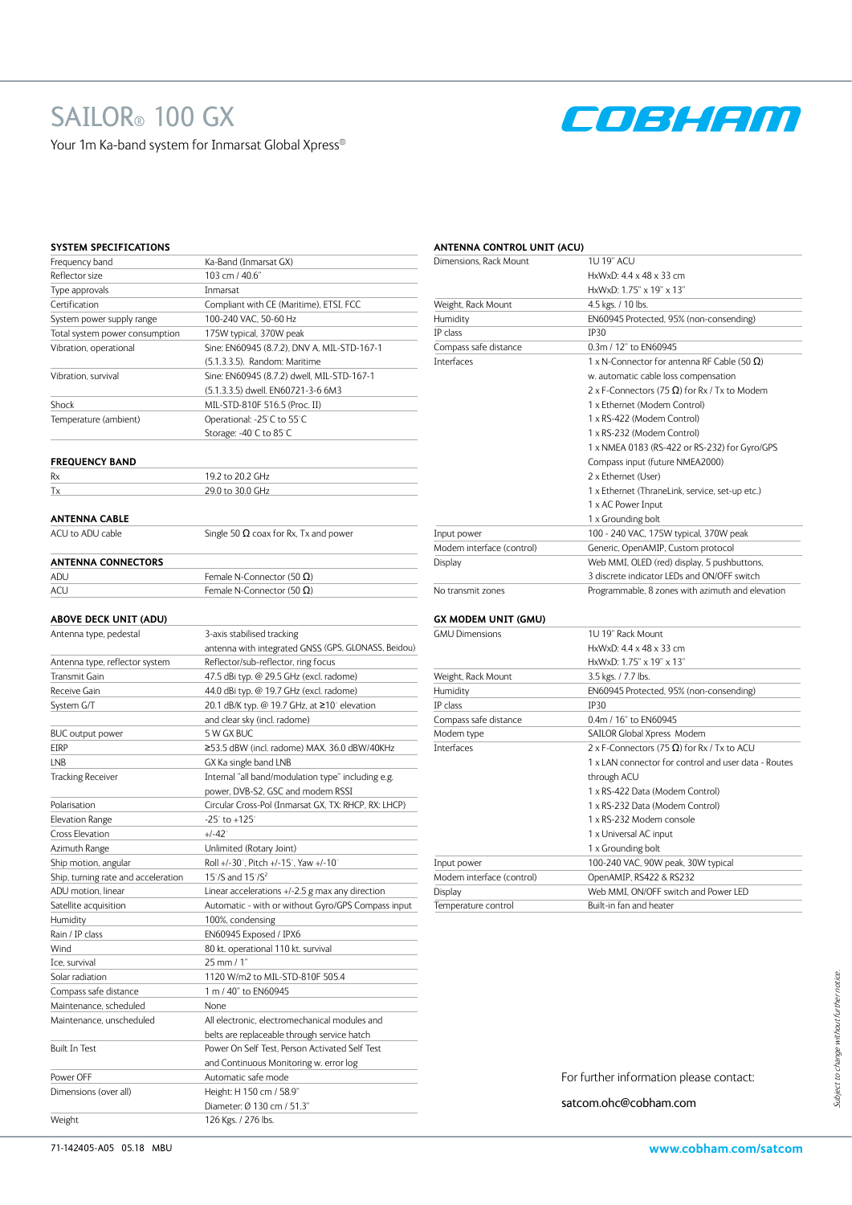# SAILOR® 100 GX

Your 1m Ka-band system for Inmarsat Global Xpress®

COBHAM

## SYSTEM SPECIFICATIONS

| | |
|---|---|
| Frequency band | Ka-Band (Inmarsat GX) |
| Reflector size | 103 cm / 40.6" |
| Type approvals | Inmarsat |
| Certification | Compliant with CE (Maritime), ETSI, FCC |
| System power supply range | 100-240 VAC, 50-60 Hz |
| Total system power consumption | 175W typical, 370W peak |
| Vibration, operational | Sine: EN60945 (8.7.2), DNV A, MIL-STD-167-1 (5.1.3.3.5). Random: Maritime |
| Vibration, survival | Sine: EN60945 (8.7.2) dwell, MIL-STD-167-1 (5.1.3.3.5) dwell. EN60721-3-6 6M3 |
| Shock | MIL-STD-810F 516.5 (Proc. II) |
| Temperature (ambient) | Operational: -25°C to 55°C<br>Storage: -40°C to 85°C |

## FREQUENCY BAND

| | |
|---|---|
| Rx | 19.2 to 20.2 GHz |
| Tx | 29.0 to 30.0 GHz |

## ANTENNA CABLE

| | |
|---|---|
| ACU to ADU cable | Single 50 Ω coax for Rx, Tx and power |

## ANTENNA CONNECTORS

| | |
|---|---|
| ADU | Female N-Connector (50 Ω) |
| ACU | Female N-Connector (50 Ω) |

## ABOVE DECK UNIT (ADU)

| | |
|---|---|
| Antenna type, pedestal | 3-axis stabilised tracking antenna with integrated GNSS (GPS, GLONASS, Beidou) |
| Antenna type, reflector system | Reflector/sub-reflector, ring focus |
| Transmit Gain | 47.5 dBi typ. @ 29.5 GHz (excl. radome) |
| Receive Gain | 44.0 dBi typ. @ 19.7 GHz (excl. radome) |
| System G/T | 20.1 dB/K typ. @ 19.7 GHz, at ≥10° elevation and clear sky (incl. radome) |
| BUC output power | 5 W GX BUC |
| EIRP | ≥53.5 dBW (incl. radome) MAX. 36.0 dBW/40KHz |
| LNB | GX Ka single band LNB |
| Tracking Receiver | Internal "all band/modulation type" including e.g. power, DVB-S2, GSC and modem RSSI |
| Polarisation | Circular Cross-Pol (Inmarsat GX, TX: RHCP, RX: LHCP) |
| Elevation Range | -25° to +125° |
| Cross Elevation | +/-42° |
| Azimuth Range | Unlimited (Rotary Joint) |
| Ship motion, angular | Roll +/-30°, Pitch +/-15°, Yaw +/-10° |
| Ship, turning rate and acceleration | 15°/S and 15°/S² |
| ADU motion, linear | Linear accelerations +/-2.5 g max any direction |
| Satellite acquisition | Automatic - with or without Gyro/GPS Compass input |
| Humidity | 100%, condensing |
| Rain / IP class | EN60945 Exposed / IPX6 |
| Wind | 80 kt. operational 110 kt. survival |
| Ice, survival | 25 mm / 1" |
| Solar radiation | 1120 W/m2 to MIL-STD-810F 505.4 |
| Compass safe distance | 1 m / 40" to EN60945 |
| Maintenance, scheduled | None |
| Maintenance, unscheduled | All electronic, electromechanical modules and belts are replaceable through service hatch |
| Built In Test | Power On Self Test, Person Activated Self Test and Continuous Monitoring w. error log |
| Power OFF | Automatic safe mode |
| Dimensions (over all) | Height: H 150 cm / 58.9"<br>Diameter: Ø 130 cm / 51.3" |
| Weight | 126 Kgs. / 276 lbs. |

## ANTENNA CONTROL UNIT (ACU)

| | |
|---|---|
| Dimensions, Rack Mount | 1U 19" ACU<br>HxWxD: 4.4 x 48 x 33 cm<br>HxWxD: 1.75" x 19" x 13" |
| Weight, Rack Mount | 4.5 kgs. / 10 lbs. |
| Humidity | EN60945 Protected, 95% (non-consending) |
| IP class | IP30 |
| Compass safe distance | 0.3m / 12" to EN60945 |
| Interfaces | 1 x N-Connector for antenna RF Cable (50 Ω) w. automatic cable loss compensation<br>2 x F-Connectors (75 Ω) for Rx / Tx to Modem<br>1 x Ethernet (Modem Control)<br>1 x RS-422 (Modem Control)<br>1 x RS-232 (Modem Control)<br>1 x NMEA 0183 (RS-422 or RS-232) for Gyro/GPS Compass input (future NMEA2000)<br>2 x Ethernet (User)<br>1 x Ethernet (ThraneLink, service, set-up etc.)<br>1 x AC Power Input<br>1 x Grounding bolt |
| Input power | 100 - 240 VAC, 175W typical, 370W peak |
| Modem interface (control) | Generic, OpenAMIP, Custom protocol |
| Display | Web MMI, OLED (red) display, 5 pushbuttons, 3 discrete indicator LEDs and ON/OFF switch |
| No transmit zones | Programmable, 8 zones with azimuth and elevation |

## GX MODEM UNIT (GMU)

| | |
|---|---|
| GMU Dimensions | 1U 19" Rack Mount<br>HxWxD: 4.4 x 48 x 33 cm<br>HxWxD: 1.75" x 19" x 13" |
| Weight, Rack Mount | 3.5 kgs. / 7.7 lbs. |
| Humidity | EN60945 Protected, 95% (non-consending) |
| IP class | IP30 |
| Compass safe distance | 0.4m / 16" to EN60945 |
| Modem type | SAILOR Global Xpress Modem |
| Interfaces | 2 x F-Connectors (75 Ω) for Rx / Tx to ACU<br>1 x LAN connector for control and user data - Routes through ACU<br>1 x RS-422 Data (Modem Control)<br>1 x RS-232 Data (Modem Control)<br>1 x RS-232 Modem console<br>1 x Universal AC input<br>1 x Grounding bolt |
| Input power | 100-240 VAC, 90W peak, 30W typical |
| Modem interface (control) | OpenAMIP, RS422 & RS232 |
| Display | Web MMI, ON/OFF switch and Power LED |
| Temperature control | Built-in fan and heater |

For further information please contact:

satcom.ohc@cobham.com

*Subject to change without further notice.*

71-142405-A05 05.18 MBU

www.cobham.com/satcom